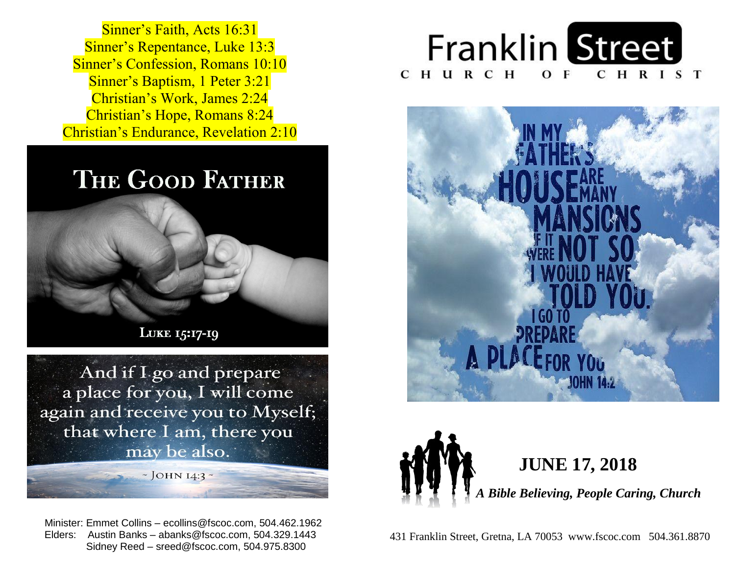Sinner's Faith, Acts 16:31
Sinner's Repentance, Luke 13:3
Sinner's Confession, Romans 10:10
Sinner's Baptism, 1 Peter 3:21
Christian's Work, James 2:24
Christian's Hope, Romans 8:24
Christian's Endurance, Revelation 2:10

## THE GOOD FATHER

LUKE 15:17-19

And if I go and prepare a place for you, I will come again and receive you to Myself; that where I am, there you may be also.

~ JOHN 14:3 ~

Minister: Emmet Collins – ecollins@fscoc.com, 504.462.1962
Elders: Austin Banks – abanks@fscoc.com, 504.329.1443
Sidney Reed – sreed@fscoc.com, 504.975.8300

# Franklin Street
## CHURCH OF CHRIST

IN MY FATHER'S HOUSE ARE MANY MANSIONS IF IT WERE NOT SO I WOULD HAVE TOLD YOU. I GO TO PREPARE A PLACE FOR YOU

JOHN 14:2

## JUNE 17, 2018

***A Bible Believing, People Caring, Church***

431 Franklin Street, Gretna, LA 70053 www.fscoc.com 504.361.8870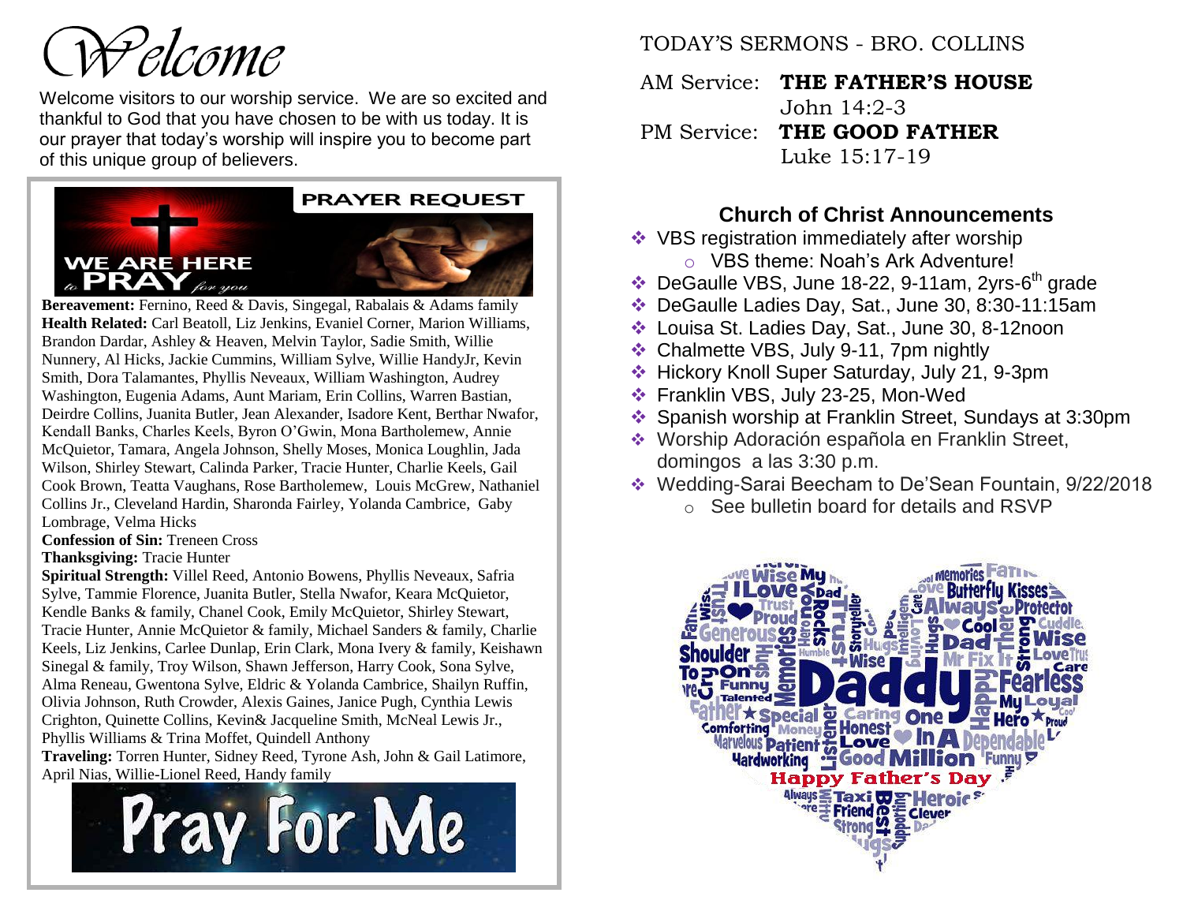# Welcome

Welcome visitors to our worship service. We are so excited and thankful to God that you have chosen to be with us today. It is our prayer that today's worship will inspire you to become part of this unique group of believers.

**Bereavement:** Fernino, Reed & Davis, Singegal, Rabalais & Adams family

**Health Related:** Carl Beatoll, Liz Jenkins, Evaniel Corner, Marion Williams, Brandon Dardar, Ashley & Heaven, Melvin Taylor, Sadie Smith, Willie Nunnery, Al Hicks, Jackie Cummins, William Sylve, Willie HandyJr, Kevin Smith, Dora Talamantes, Phyllis Neveaux, William Washington, Audrey Washington, Eugenia Adams, Aunt Mariam, Erin Collins, Warren Bastian, Deirdre Collins, Juanita Butler, Jean Alexander, Isadore Kent, Berthar Nwafor, Kendall Banks, Charles Keels, Byron O'Gwin, Mona Bartholemew, Annie McQuietor, Tamara, Angela Johnson, Shelly Moses, Monica Loughlin, Jada Wilson, Shirley Stewart, Calinda Parker, Tracie Hunter, Charlie Keels, Gail Cook Brown, Teatta Vaughans, Rose Bartholemew, Louis McGrew, Nathaniel Collins Jr., Cleveland Hardin, Sharonda Fairley, Yolanda Cambrice, Gaby Lombrage, Velma Hicks

**Confession of Sin:** Treneen Cross

**Thanksgiving:** Tracie Hunter

**Spiritual Strength:** Villel Reed, Antonio Bowens, Phyllis Neveaux, Safria Sylve, Tammie Florence, Juanita Butler, Stella Nwafor, Keara McQuietor, Kendle Banks & family, Chanel Cook, Emily McQuietor, Shirley Stewart, Tracie Hunter, Annie McQuietor & family, Michael Sanders & family, Charlie Keels, Liz Jenkins, Carlee Dunlap, Erin Clark, Mona Ivery & family, Keishawn Sinegal & family, Troy Wilson, Shawn Jefferson, Harry Cook, Sona Sylve, Alma Reneau, Gwentona Sylve, Eldric & Yolanda Cambrice, Shailyn Ruffin, Olivia Johnson, Ruth Crowder, Alexis Gaines, Janice Pugh, Cynthia Lewis Crighton, Quinette Collins, Kevin& Jacqueline Smith, McNeal Lewis Jr., Phyllis Williams & Trina Moffet, Quindell Anthony

**Traveling:** Torren Hunter, Sidney Reed, Tyrone Ash, John & Gail Latimore, April Nias, Willie-Lionel Reed, Handy family

TODAY'S SERMONS - BRO. COLLINS

AM Service: **THE FATHER'S HOUSE**
John 14:2-3

PM Service: **THE GOOD FATHER**
Luke 15:17-19

## Church of Christ Announcements

- VBS registration immediately after worship
  - VBS theme: Noah's Ark Adventure!
- DeGaulle VBS, June 18-22, 9-11am, 2yrs-6th grade
- DeGaulle Ladies Day, Sat., June 30, 8:30-11:15am
- Louisa St. Ladies Day, Sat., June 30, 8-12noon
- Chalmette VBS, July 9-11, 7pm nightly
- Hickory Knoll Super Saturday, July 21, 9-3pm
- Franklin VBS, July 23-25, Mon-Wed
- Spanish worship at Franklin Street, Sundays at 3:30pm
- Worship Adoración española en Franklin Street, domingos a las 3:30 p.m.
- Wedding-Sarai Beecham to De'Sean Fountain, 9/22/2018
  - See bulletin board for details and RSVP